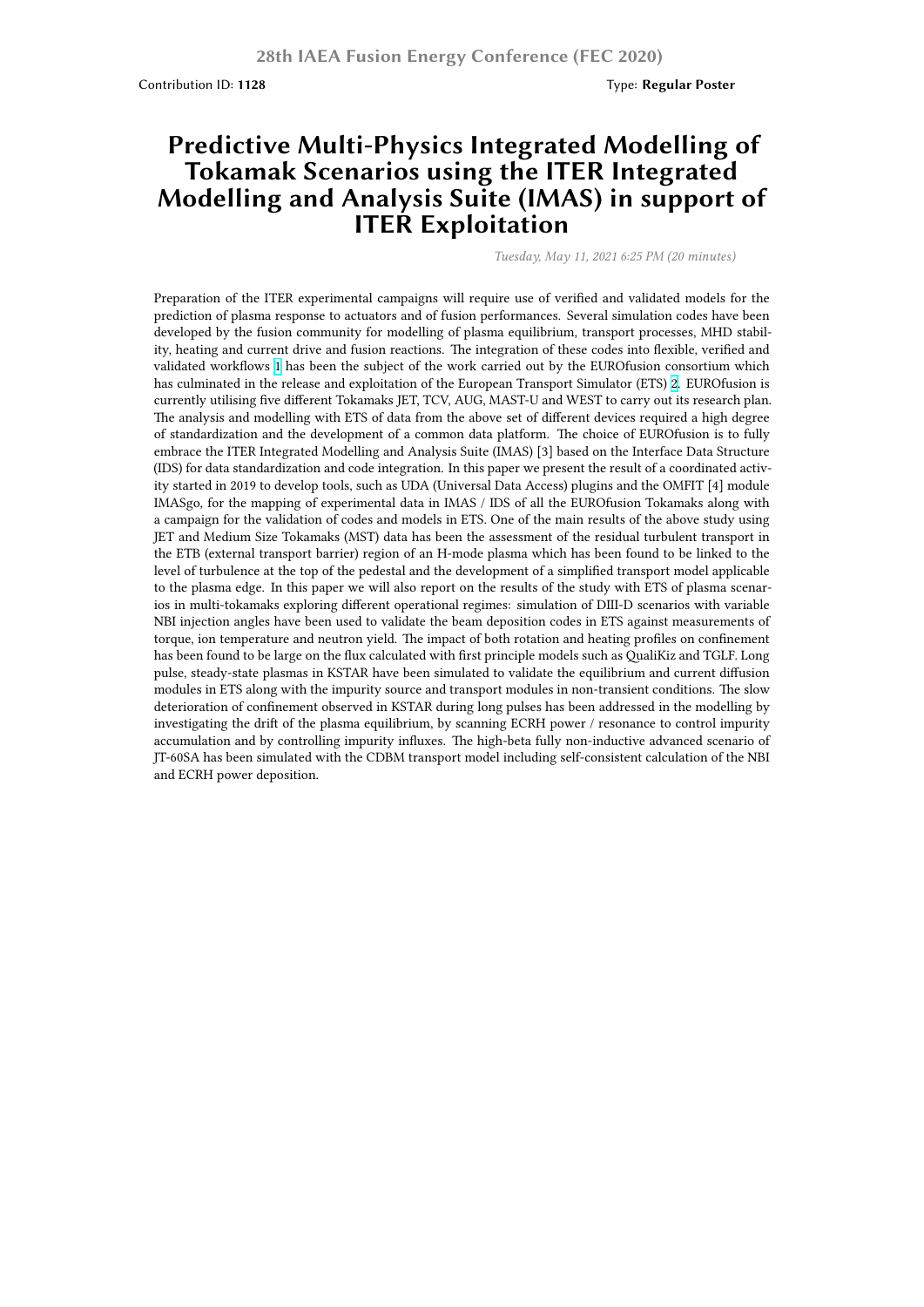Contribution ID: **1128**

Type: **Regular Poster**

# Predictive Multi-Physics Integrated Modelling of Tokamak Scenarios using the ITER Integrated Modelling and Analysis Suite (IMAS) in support of ITER Exploitation

*Tuesday, May 11, 2021 6:25 PM (20 minutes)*

Preparation of the ITER experimental campaigns will require use of verified and validated models for the prediction of plasma response to actuators and of fusion performances. Several simulation codes have been developed by the fusion community for modelling of plasma equilibrium, transport processes, MHD stability, heating and current drive and fusion reactions. The integration of these codes into flexible, verified and validated workflows [1] has been the subject of the work carried out by the EUROfusion consortium which has culminated in the release and exploitation of the European Transport Simulator (ETS) [2]. EUROfusion is currently utilising five different Tokamaks JET, TCV, AUG, MAST-U and WEST to carry out its research plan. The analysis and modelling with ETS of data from the above set of different devices required a high degree of standardization and the development of a common data platform. The choice of EUROfusion is to fully embrace the ITER Integrated Modelling and Analysis Suite (IMAS) [3] based on the Interface Data Structure (IDS) for data standardization and code integration. In this paper we present the result of a coordinated activity started in 2019 to develop tools, such as UDA (Universal Data Access) plugins and the OMFIT [4] module IMASgo, for the mapping of experimental data in IMAS / IDS of all the EUROfusion Tokamaks along with a campaign for the validation of codes and models in ETS. One of the main results of the above study using JET and Medium Size Tokamaks (MST) data has been the assessment of the residual turbulent transport in the ETB (external transport barrier) region of an H-mode plasma which has been found to be linked to the level of turbulence at the top of the pedestal and the development of a simplified transport model applicable to the plasma edge. In this paper we will also report on the results of the study with ETS of plasma scenarios in multi-tokamaks exploring different operational regimes: simulation of DIII-D scenarios with variable NBI injection angles have been used to validate the beam deposition codes in ETS against measurements of torque, ion temperature and neutron yield. The impact of both rotation and heating profiles on confinement has been found to be large on the flux calculated with first principle models such as QualiKiz and TGLF. Long pulse, steady-state plasmas in KSTAR have been simulated to validate the equilibrium and current diffusion modules in ETS along with the impurity source and transport modules in non-transient conditions. The slow deterioration of confinement observed in KSTAR during long pulses has been addressed in the modelling by investigating the drift of the plasma equilibrium, by scanning ECRH power / resonance to control impurity accumulation and by controlling impurity influxes. The high-beta fully non-inductive advanced scenario of JT-60SA has been simulated with the CDBM transport model including self-consistent calculation of the NBI and ECRH power deposition.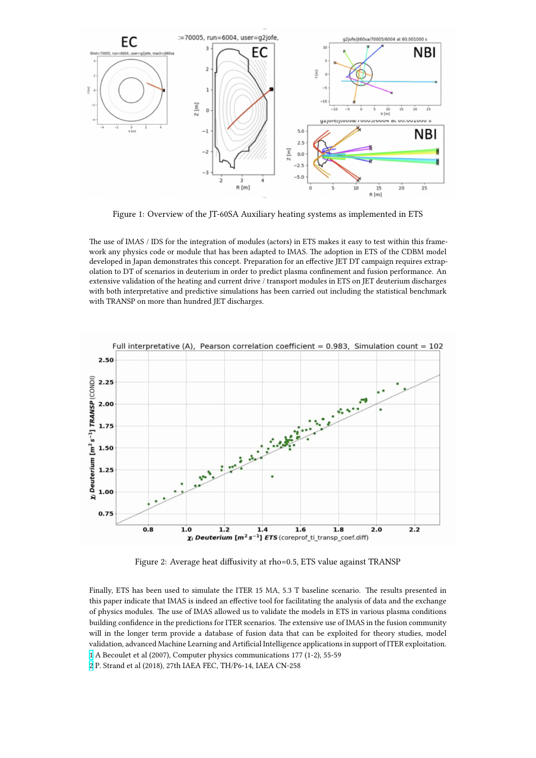Figure 1: Overview of the JT-60SA Auxiliary heating systems as implemented in ETS

The use of IMAS / IDS for the integration of modules (actors) in ETS makes it easy to test within this framework any physics code or module that has been adapted to IMAS. The adoption in ETS of the CDBM model developed in Japan demonstrates this concept. Preparation for an effective JET DT campaign requires extrapolation to DT of scenarios in deuterium in order to predict plasma confinement and fusion performance. An extensive validation of the heating and current drive / transport modules in ETS on JET deuterium discharges with both interpretative and predictive simulations has been carried out including the statistical benchmark with TRANSP on more than hundred JET discharges.

Figure 2: Average heat diffusivity at rho=0.5, ETS value against TRANSP

Finally, ETS has been used to simulate the ITER 15 MA, 5.3 T baseline scenario. The results presented in this paper indicate that IMAS is indeed an effective tool for facilitating the analysis of data and the exchange of physics modules. The use of IMAS allowed us to validate the models in ETS in various plasma conditions building confidence in the predictions for ITER scenarios. The extensive use of IMAS in the fusion community will in the longer term provide a database of fusion data that can be exploited for theory studies, model validation, advanced Machine Learning and Artificial Intelligence applications in support of ITER exploitation.

[1] A Becoulet et al (2007), Computer physics communications 177 (1-2), 55-59

[2] P. Strand et al (2018), 27th IAEA FEC, TH/P6-14, IAEA CN-258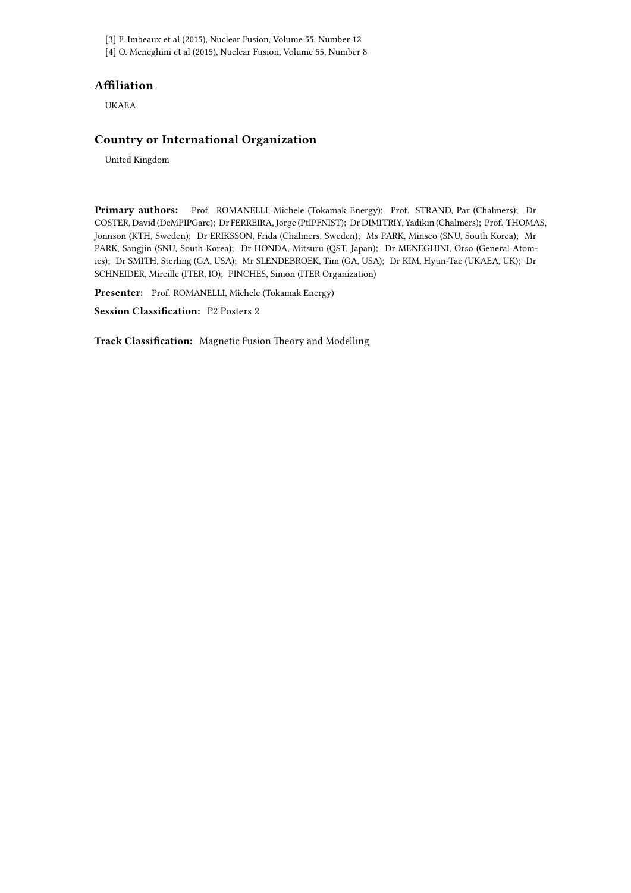[3] F. Imbeaux et al (2015), Nuclear Fusion, Volume 55, Number 12
[4] O. Meneghini et al (2015), Nuclear Fusion, Volume 55, Number 8

## Affiliation

UKAEA

## Country or International Organization

United Kingdom

**Primary authors:** Prof. ROMANELLI, Michele (Tokamak Energy); Prof. STRAND, Par (Chalmers); Dr COSTER, David (DeMPIPGarc); Dr FERREIRA, Jorge (PtIPFNIST); Dr DIMITRIY, Yadikin (Chalmers); Prof. THOMAS, Jonnson (KTH, Sweden); Dr ERIKSSON, Frida (Chalmers, Sweden); Ms PARK, Minseo (SNU, South Korea); Mr PARK, Sangjin (SNU, South Korea); Dr HONDA, Mitsuru (QST, Japan); Dr MENEGHINI, Orso (General Atomics); Dr SMITH, Sterling (GA, USA); Mr SLENDEBROEK, Tim (GA, USA); Dr KIM, Hyun-Tae (UKAEA, UK); Dr SCHNEIDER, Mireille (ITER, IO); PINCHES, Simon (ITER Organization)

**Presenter:** Prof. ROMANELLI, Michele (Tokamak Energy)

**Session Classification:** P2 Posters 2

**Track Classification:** Magnetic Fusion Theory and Modelling